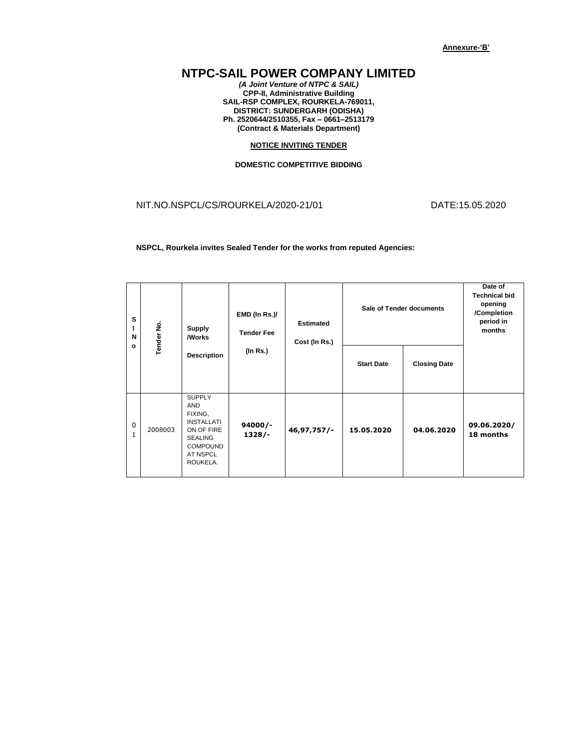**Annexure-'B'**

# NTPC-SAIL POWER COMPANY LIMITED

***(A Joint Venture of NTPC & SAIL)***
**CPP-II, Administrative Building**
**SAIL-RSP COMPLEX, ROURKELA-769011,**
**DISTRICT: SUNDERGARH (ODISHA)**
**Ph. 2520644/2510355, Fax – 0661–2513179**
**(Contract & Materials Department)**

**NOTICE INVITING TENDER**

**DOMESTIC COMPETITIVE BIDDING**

NIT.NO.NSPCL/CS/ROURKELA/2020-21/01 DATE:15.05.2020

**NSPCL, Rourkela invites Sealed Tender for the works from reputed Agencies:**

| Sl No | Tender No. | Supply /Works Description | EMD (In Rs.)/ Tender Fee (In Rs.) | Estimated Cost (In Rs.) | Sale of Tender documents | | Date of Technical bid opening /Completion period in months |
|---|---|---|---|---|---|---|---|
| | | | | | Start Date | Closing Date | |
| 01 | 2008003 | SUPPLY AND FIXING, INSTALLATION OF FIRE SEALING COMPOUND AT NSPCL ROUKELA. | **94000/- 1328/-** | **46,97,757/-** | **15.05.2020** | **04.06.2020** | **09.06.2020/ 18 months** |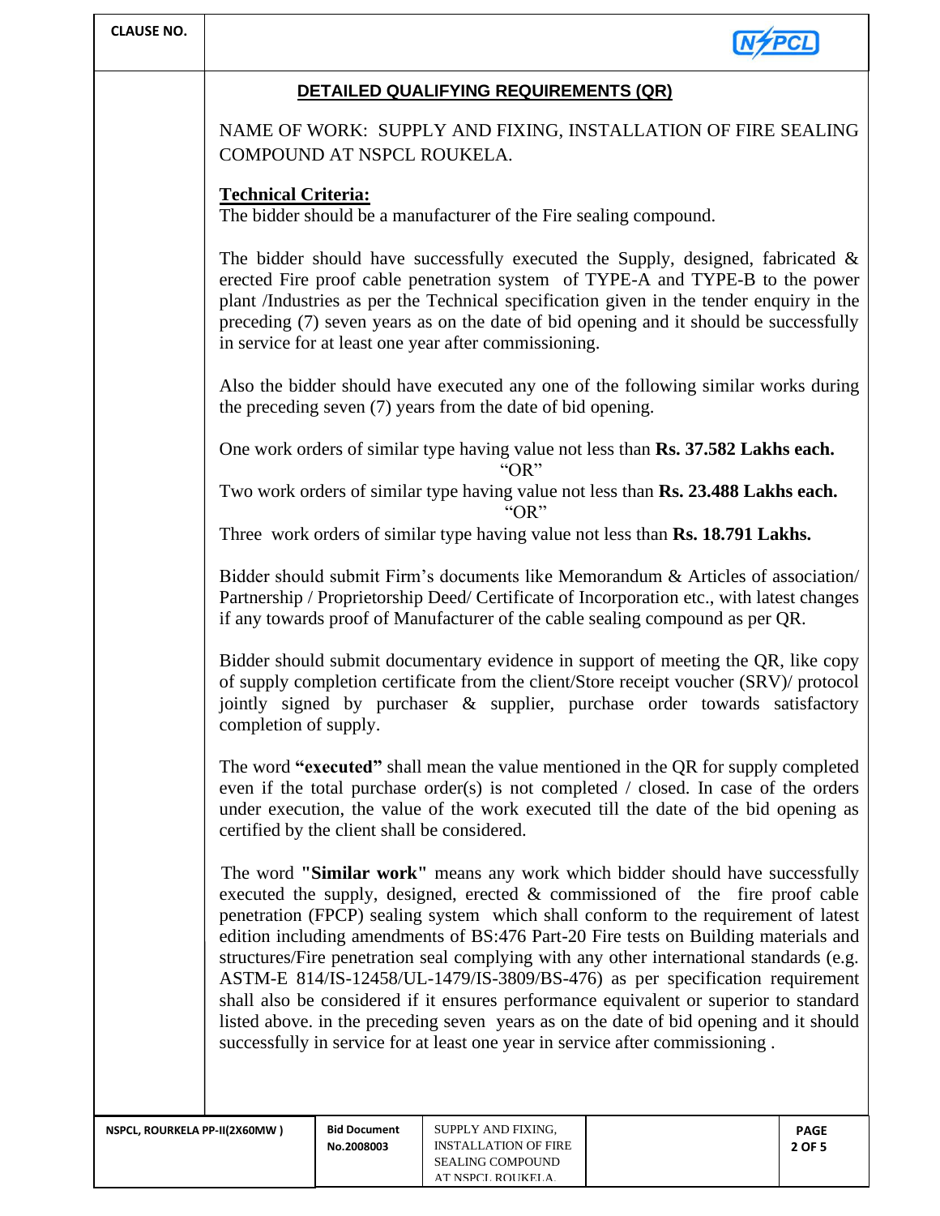## DETAILED QUALIFYING REQUIREMENTS (QR)

NAME OF WORK: SUPPLY AND FIXING, INSTALLATION OF FIRE SEALING COMPOUND AT NSPCL ROUKELA.

**Technical Criteria:**

The bidder should be a manufacturer of the Fire sealing compound.

The bidder should have successfully executed the Supply, designed, fabricated & erected Fire proof cable penetration system of TYPE-A and TYPE-B to the power plant /Industries as per the Technical specification given in the tender enquiry in the preceding (7) seven years as on the date of bid opening and it should be successfully in service for at least one year after commissioning.

Also the bidder should have executed any one of the following similar works during the preceding seven (7) years from the date of bid opening.

One work orders of similar type having value not less than **Rs. 37.582 Lakhs each.**

"OR"

Two work orders of similar type having value not less than **Rs. 23.488 Lakhs each.**

"OR"

Three work orders of similar type having value not less than **Rs. 18.791 Lakhs.**

Bidder should submit Firm's documents like Memorandum & Articles of association/ Partnership / Proprietorship Deed/ Certificate of Incorporation etc., with latest changes if any towards proof of Manufacturer of the cable sealing compound as per QR.

Bidder should submit documentary evidence in support of meeting the QR, like copy of supply completion certificate from the client/Store receipt voucher (SRV)/ protocol jointly signed by purchaser & supplier, purchase order towards satisfactory completion of supply.

The word **"executed"** shall mean the value mentioned in the QR for supply completed even if the total purchase order(s) is not completed / closed. In case of the orders under execution, the value of the work executed till the date of the bid opening as certified by the client shall be considered.

The word **"Similar work"** means any work which bidder should have successfully executed the supply, designed, erected & commissioned of the fire proof cable penetration (FPCP) sealing system which shall conform to the requirement of latest edition including amendments of BS:476 Part-20 Fire tests on Building materials and structures/Fire penetration seal complying with any other international standards (e.g. ASTM-E 814/IS-12458/UL-1479/IS-3809/BS-476) as per specification requirement shall also be considered if it ensures performance equivalent or superior to standard listed above. in the preceding seven years as on the date of bid opening and it should successfully in service for at least one year in service after commissioning .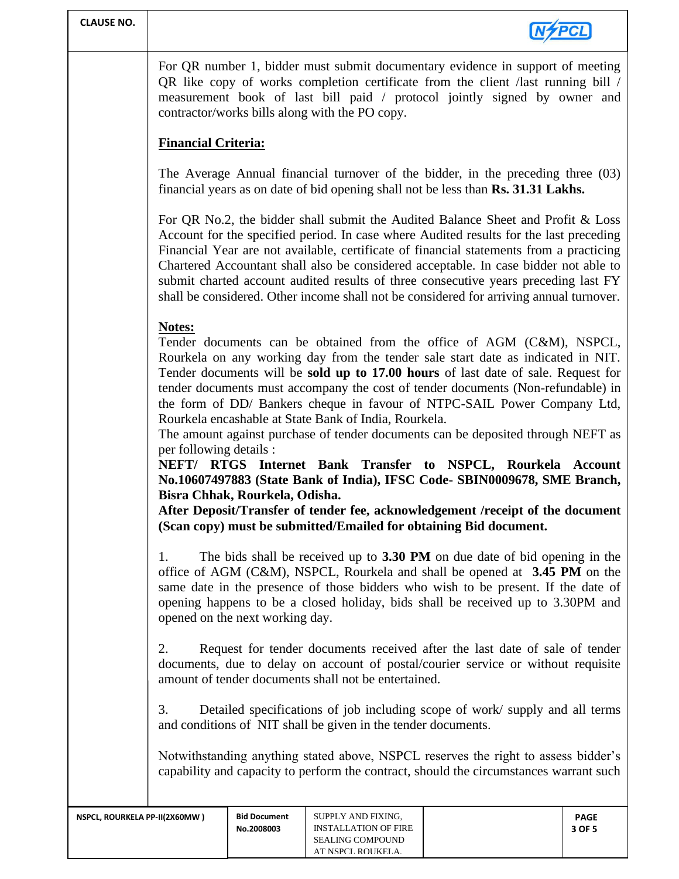For QR number 1, bidder must submit documentary evidence in support of meeting QR like copy of works completion certificate from the client /last running bill / measurement book of last bill paid / protocol jointly signed by owner and contractor/works bills along with the PO copy.

**Financial Criteria:**

The Average Annual financial turnover of the bidder, in the preceding three (03) financial years as on date of bid opening shall not be less than **Rs. 31.31 Lakhs.**

For QR No.2, the bidder shall submit the Audited Balance Sheet and Profit & Loss Account for the specified period. In case where Audited results for the last preceding Financial Year are not available, certificate of financial statements from a practicing Chartered Accountant shall also be considered acceptable. In case bidder not able to submit charted account audited results of three consecutive years preceding last FY shall be considered. Other income shall not be considered for arriving annual turnover.

**Notes:**

Tender documents can be obtained from the office of AGM (C&M), NSPCL, Rourkela on any working day from the tender sale start date as indicated in NIT. Tender documents will be **sold up to 17.00 hours** of last date of sale. Request for tender documents must accompany the cost of tender documents (Non-refundable) in the form of DD/ Bankers cheque in favour of NTPC-SAIL Power Company Ltd, Rourkela encashable at State Bank of India, Rourkela.

The amount against purchase of tender documents can be deposited through NEFT as per following details :

**NEFT/ RTGS Internet Bank Transfer to NSPCL, Rourkela Account No.10607497883 (State Bank of India), IFSC Code- SBIN0009678, SME Branch, Bisra Chhak, Rourkela, Odisha.**

**After Deposit/Transfer of tender fee, acknowledgement /receipt of the document (Scan copy) must be submitted/Emailed for obtaining Bid document.**

1. The bids shall be received up to **3.30 PM** on due date of bid opening in the office of AGM (C&M), NSPCL, Rourkela and shall be opened at **3.45 PM** on the same date in the presence of those bidders who wish to be present. If the date of opening happens to be a closed holiday, bids shall be received up to 3.30PM and opened on the next working day.

2. Request for tender documents received after the last date of sale of tender documents, due to delay on account of postal/courier service or without requisite amount of tender documents shall not be entertained.

3. Detailed specifications of job including scope of work/ supply and all terms and conditions of NIT shall be given in the tender documents.

Notwithstanding anything stated above, NSPCL reserves the right to assess bidder's capability and capacity to perform the contract, should the circumstances warrant such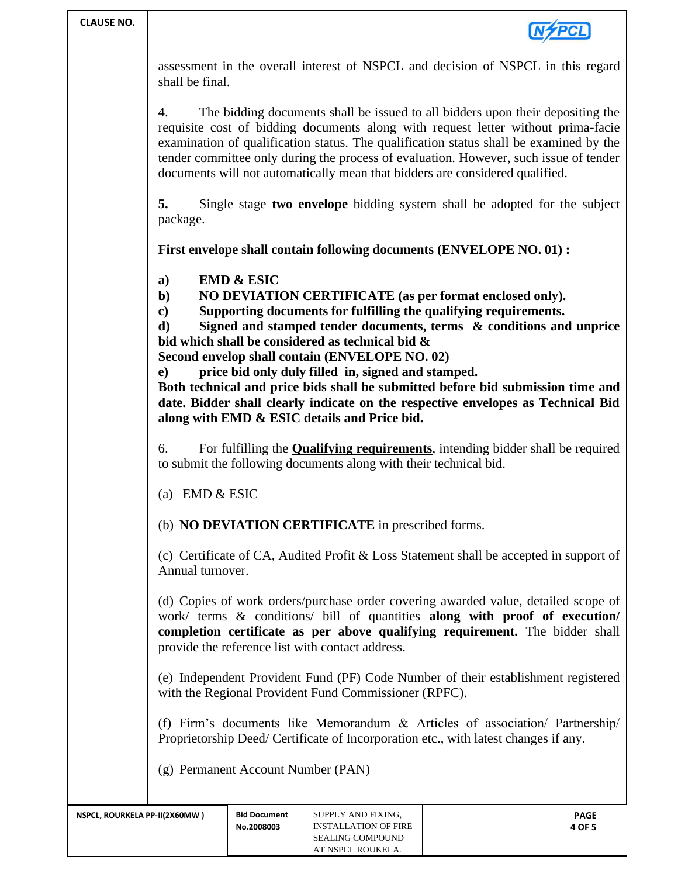assessment in the overall interest of NSPCL and decision of NSPCL in this regard shall be final.

4. The bidding documents shall be issued to all bidders upon their depositing the requisite cost of bidding documents along with request letter without prima-facie examination of qualification status. The qualification status shall be examined by the tender committee only during the process of evaluation. However, such issue of tender documents will not automatically mean that bidders are considered qualified.

**5.** Single stage **two envelope** bidding system shall be adopted for the subject package.

**First envelope shall contain following documents (ENVELOPE NO. 01) :**

**a) EMD & ESIC**

**b) NO DEVIATION CERTIFICATE (as per format enclosed only).**

**c) Supporting documents for fulfilling the qualifying requirements.**

**d) Signed and stamped tender documents, terms & conditions and unprice bid which shall be considered as technical bid &**

**Second envelop shall contain (ENVELOPE NO. 02)**

**e) price bid only duly filled in, signed and stamped.**

**Both technical and price bids shall be submitted before bid submission time and date. Bidder shall clearly indicate on the respective envelopes as Technical Bid along with EMD & ESIC details and Price bid.**

6. For fulfilling the **Qualifying requirements**, intending bidder shall be required to submit the following documents along with their technical bid.

(a) EMD & ESIC

(b) **NO DEVIATION CERTIFICATE** in prescribed forms.

(c) Certificate of CA, Audited Profit & Loss Statement shall be accepted in support of Annual turnover.

(d) Copies of work orders/purchase order covering awarded value, detailed scope of work/ terms & conditions/ bill of quantities **along with proof of execution/ completion certificate as per above qualifying requirement.** The bidder shall provide the reference list with contact address.

(e) Independent Provident Fund (PF) Code Number of their establishment registered with the Regional Provident Fund Commissioner (RPFC).

(f) Firm's documents like Memorandum & Articles of association/ Partnership/ Proprietorship Deed/ Certificate of Incorporation etc., with latest changes if any.

(g) Permanent Account Number (PAN)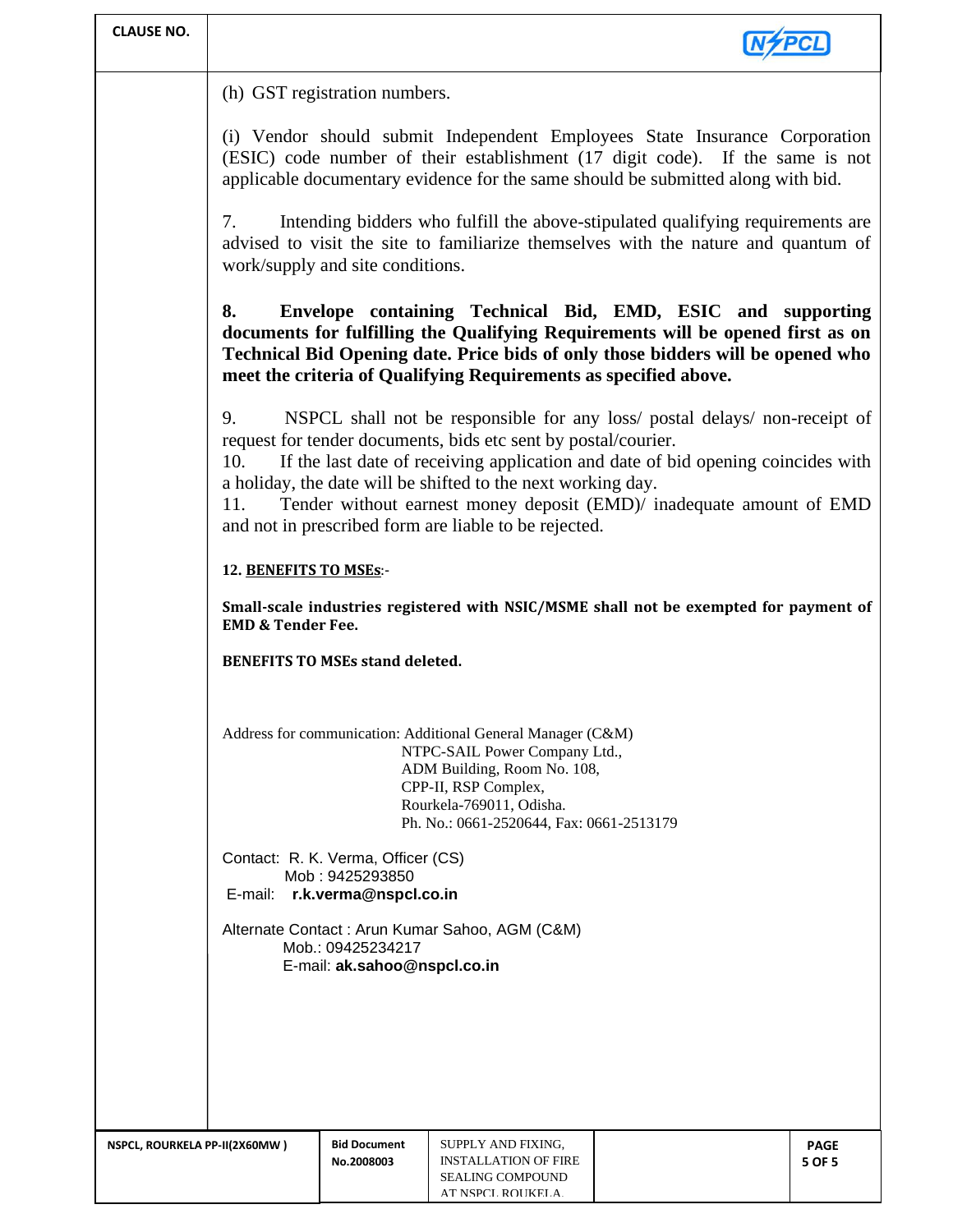(h) GST registration numbers.

(i) Vendor should submit Independent Employees State Insurance Corporation (ESIC) code number of their establishment (17 digit code). If the same is not applicable documentary evidence for the same should be submitted along with bid.

7. Intending bidders who fulfill the above-stipulated qualifying requirements are advised to visit the site to familiarize themselves with the nature and quantum of work/supply and site conditions.

**8. Envelope containing Technical Bid, EMD, ESIC and supporting documents for fulfilling the Qualifying Requirements will be opened first as on Technical Bid Opening date. Price bids of only those bidders will be opened who meet the criteria of Qualifying Requirements as specified above.**

9. NSPCL shall not be responsible for any loss/ postal delays/ non-receipt of request for tender documents, bids etc sent by postal/courier.

10. If the last date of receiving application and date of bid opening coincides with a holiday, the date will be shifted to the next working day.

11. Tender without earnest money deposit (EMD)/ inadequate amount of EMD and not in prescribed form are liable to be rejected.

**12. <u>BENEFITS TO MSEs</u>:-**

**Small-scale industries registered with NSIC/MSME shall not be exempted for payment of EMD & Tender Fee.**

**BENEFITS TO MSEs stand deleted.**

Address for communication: Additional General Manager (C&M)
NTPC-SAIL Power Company Ltd.,
ADM Building, Room No. 108,
CPP-II, RSP Complex,
Rourkela-769011, Odisha.
Ph. No.: 0661-2520644, Fax: 0661-2513179

Contact: R. K. Verma, Officer (CS)
Mob : 9425293850
E-mail: **r.k.verma@nspcl.co.in**

Alternate Contact : Arun Kumar Sahoo, AGM (C&M)
Mob.: 09425234217
E-mail: **ak.sahoo@nspcl.co.in**